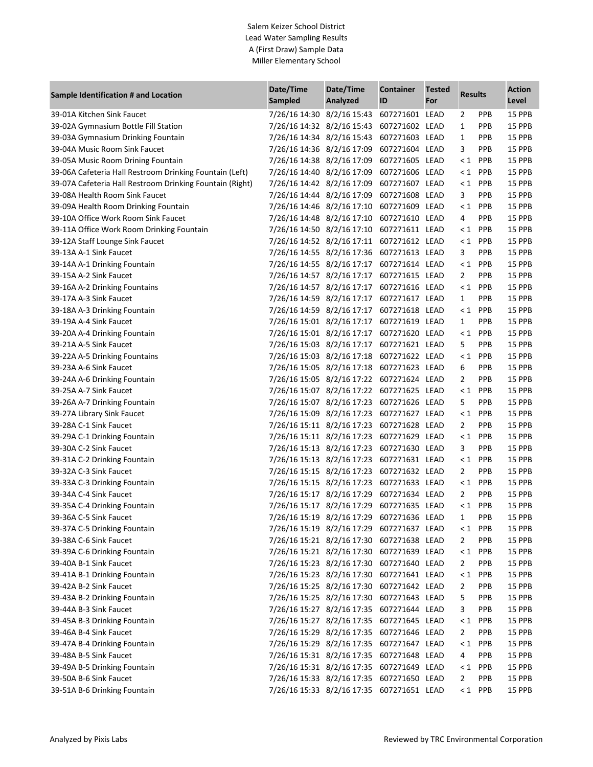Salem Keizer School District
Lead Water Sampling Results
A (First Draw) Sample Data
Miller Elementary School

| Sample Identification # and Location | Date/Time Sampled | Date/Time Analyzed | Container ID | Tested For | Results | | Action Level |
|---|---|---|---|---|---|---|---|
| 39-01A Kitchen Sink Faucet | 7/26/16 14:30 | 8/2/16 15:43 | 607271601 | LEAD | 2 | PPB | 15 PPB |
| 39-02A Gymnasium Bottle Fill Station | 7/26/16 14:32 | 8/2/16 15:43 | 607271602 | LEAD | 1 | PPB | 15 PPB |
| 39-03A Gymnasium Drinking Fountain | 7/26/16 14:34 | 8/2/16 15:43 | 607271603 | LEAD | 1 | PPB | 15 PPB |
| 39-04A Music Room Sink Faucet | 7/26/16 14:36 | 8/2/16 17:09 | 607271604 | LEAD | 3 | PPB | 15 PPB |
| 39-05A Music Room Drining Fountain | 7/26/16 14:38 | 8/2/16 17:09 | 607271605 | LEAD | < 1 | PPB | 15 PPB |
| 39-06A Cafeteria Hall Restroom Drinking Fountain (Left) | 7/26/16 14:40 | 8/2/16 17:09 | 607271606 | LEAD | < 1 | PPB | 15 PPB |
| 39-07A Cafeteria Hall Restroom Drinking Fountain (Right) | 7/26/16 14:42 | 8/2/16 17:09 | 607271607 | LEAD | < 1 | PPB | 15 PPB |
| 39-08A Health Room Sink Faucet | 7/26/16 14:44 | 8/2/16 17:09 | 607271608 | LEAD | 3 | PPB | 15 PPB |
| 39-09A Health Room Drinking Fountain | 7/26/16 14:46 | 8/2/16 17:10 | 607271609 | LEAD | < 1 | PPB | 15 PPB |
| 39-10A Office Work Room Sink Faucet | 7/26/16 14:48 | 8/2/16 17:10 | 607271610 | LEAD | 4 | PPB | 15 PPB |
| 39-11A Office Work Room Drinking Fountain | 7/26/16 14:50 | 8/2/16 17:10 | 607271611 | LEAD | < 1 | PPB | 15 PPB |
| 39-12A Staff Lounge Sink Faucet | 7/26/16 14:52 | 8/2/16 17:11 | 607271612 | LEAD | < 1 | PPB | 15 PPB |
| 39-13A A-1 Sink Faucet | 7/26/16 14:55 | 8/2/16 17:36 | 607271613 | LEAD | 3 | PPB | 15 PPB |
| 39-14A A-1 Drinking Fountain | 7/26/16 14:55 | 8/2/16 17:17 | 607271614 | LEAD | < 1 | PPB | 15 PPB |
| 39-15A A-2 Sink Faucet | 7/26/16 14:57 | 8/2/16 17:17 | 607271615 | LEAD | 2 | PPB | 15 PPB |
| 39-16A A-2 Drinking Fountains | 7/26/16 14:57 | 8/2/16 17:17 | 607271616 | LEAD | < 1 | PPB | 15 PPB |
| 39-17A A-3 Sink Faucet | 7/26/16 14:59 | 8/2/16 17:17 | 607271617 | LEAD | 1 | PPB | 15 PPB |
| 39-18A A-3 Drinking Fountain | 7/26/16 14:59 | 8/2/16 17:17 | 607271618 | LEAD | < 1 | PPB | 15 PPB |
| 39-19A A-4 Sink Faucet | 7/26/16 15:01 | 8/2/16 17:17 | 607271619 | LEAD | 1 | PPB | 15 PPB |
| 39-20A A-4 Drinking Fountain | 7/26/16 15:01 | 8/2/16 17:17 | 607271620 | LEAD | < 1 | PPB | 15 PPB |
| 39-21A A-5 Sink Faucet | 7/26/16 15:03 | 8/2/16 17:17 | 607271621 | LEAD | 5 | PPB | 15 PPB |
| 39-22A A-5 Drinking Fountains | 7/26/16 15:03 | 8/2/16 17:18 | 607271622 | LEAD | < 1 | PPB | 15 PPB |
| 39-23A A-6 Sink Faucet | 7/26/16 15:05 | 8/2/16 17:18 | 607271623 | LEAD | 6 | PPB | 15 PPB |
| 39-24A A-6 Drinking Fountain | 7/26/16 15:05 | 8/2/16 17:22 | 607271624 | LEAD | 2 | PPB | 15 PPB |
| 39-25A A-7 Sink Faucet | 7/26/16 15:07 | 8/2/16 17:22 | 607271625 | LEAD | < 1 | PPB | 15 PPB |
| 39-26A A-7 Drinking Fountain | 7/26/16 15:07 | 8/2/16 17:23 | 607271626 | LEAD | 5 | PPB | 15 PPB |
| 39-27A Library Sink Faucet | 7/26/16 15:09 | 8/2/16 17:23 | 607271627 | LEAD | < 1 | PPB | 15 PPB |
| 39-28A C-1 Sink Faucet | 7/26/16 15:11 | 8/2/16 17:23 | 607271628 | LEAD | 2 | PPB | 15 PPB |
| 39-29A C-1 Drinking Fountain | 7/26/16 15:11 | 8/2/16 17:23 | 607271629 | LEAD | < 1 | PPB | 15 PPB |
| 39-30A C-2 Sink Faucet | 7/26/16 15:13 | 8/2/16 17:23 | 607271630 | LEAD | 3 | PPB | 15 PPB |
| 39-31A C-2 Drinking Fountain | 7/26/16 15:13 | 8/2/16 17:23 | 607271631 | LEAD | < 1 | PPB | 15 PPB |
| 39-32A C-3 Sink Faucet | 7/26/16 15:15 | 8/2/16 17:23 | 607271632 | LEAD | 2 | PPB | 15 PPB |
| 39-33A C-3 Drinking Fountain | 7/26/16 15:15 | 8/2/16 17:23 | 607271633 | LEAD | < 1 | PPB | 15 PPB |
| 39-34A C-4 Sink Faucet | 7/26/16 15:17 | 8/2/16 17:29 | 607271634 | LEAD | 2 | PPB | 15 PPB |
| 39-35A C-4 Drinking Fountain | 7/26/16 15:17 | 8/2/16 17:29 | 607271635 | LEAD | < 1 | PPB | 15 PPB |
| 39-36A C-5 Sink Faucet | 7/26/16 15:19 | 8/2/16 17:29 | 607271636 | LEAD | 1 | PPB | 15 PPB |
| 39-37A C-5 Drinking Fountain | 7/26/16 15:19 | 8/2/16 17:29 | 607271637 | LEAD | < 1 | PPB | 15 PPB |
| 39-38A C-6 Sink Faucet | 7/26/16 15:21 | 8/2/16 17:30 | 607271638 | LEAD | 2 | PPB | 15 PPB |
| 39-39A C-6 Drinking Fountain | 7/26/16 15:21 | 8/2/16 17:30 | 607271639 | LEAD | < 1 | PPB | 15 PPB |
| 39-40A B-1 Sink Faucet | 7/26/16 15:23 | 8/2/16 17:30 | 607271640 | LEAD | 2 | PPB | 15 PPB |
| 39-41A B-1 Drinking Fountain | 7/26/16 15:23 | 8/2/16 17:30 | 607271641 | LEAD | < 1 | PPB | 15 PPB |
| 39-42A B-2 Sink Faucet | 7/26/16 15:25 | 8/2/16 17:30 | 607271642 | LEAD | 2 | PPB | 15 PPB |
| 39-43A B-2 Drinking Fountain | 7/26/16 15:25 | 8/2/16 17:30 | 607271643 | LEAD | 5 | PPB | 15 PPB |
| 39-44A B-3 Sink Faucet | 7/26/16 15:27 | 8/2/16 17:35 | 607271644 | LEAD | 3 | PPB | 15 PPB |
| 39-45A B-3 Drinking Fountain | 7/26/16 15:27 | 8/2/16 17:35 | 607271645 | LEAD | < 1 | PPB | 15 PPB |
| 39-46A B-4 Sink Faucet | 7/26/16 15:29 | 8/2/16 17:35 | 607271646 | LEAD | 2 | PPB | 15 PPB |
| 39-47A B-4 Drinking Fountain | 7/26/16 15:29 | 8/2/16 17:35 | 607271647 | LEAD | < 1 | PPB | 15 PPB |
| 39-48A B-5 Sink Faucet | 7/26/16 15:31 | 8/2/16 17:35 | 607271648 | LEAD | 4 | PPB | 15 PPB |
| 39-49A B-5 Drinking Fountain | 7/26/16 15:31 | 8/2/16 17:35 | 607271649 | LEAD | < 1 | PPB | 15 PPB |
| 39-50A B-6 Sink Faucet | 7/26/16 15:33 | 8/2/16 17:35 | 607271650 | LEAD | 2 | PPB | 15 PPB |
| 39-51A B-6 Drinking Fountain | 7/26/16 15:33 | 8/2/16 17:35 | 607271651 | LEAD | < 1 | PPB | 15 PPB |

Analyzed by Pixis Labs

Reviewed by TRC Environmental Corporation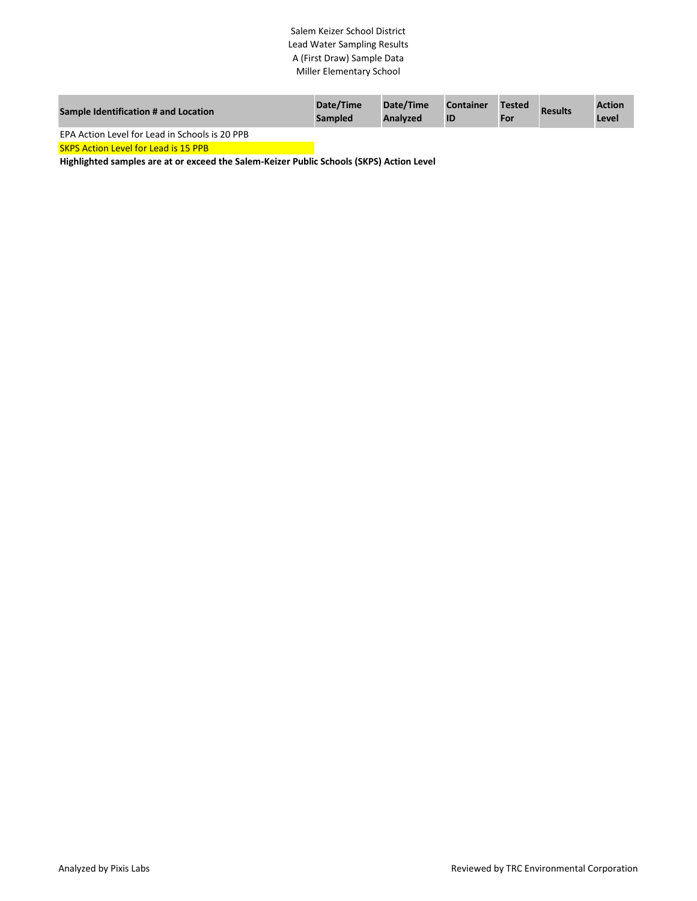Salem Keizer School District
Lead Water Sampling Results
A (First Draw) Sample Data
Miller Elementary School

| Sample Identification # and Location | Date/Time Sampled | Date/Time Analyzed | Container ID | Tested For | Results | Action Level |
|---|---|---|---|---|---|---|

EPA Action Level for Lead in Schools is 20 PPB

SKPS Action Level for Lead is 15 PPB

**Highlighted samples are at or exceed the Salem-Keizer Public Schools (SKPS) Action Level**

Analyzed by Pixis Labs

Reviewed by TRC Environmental Corporation